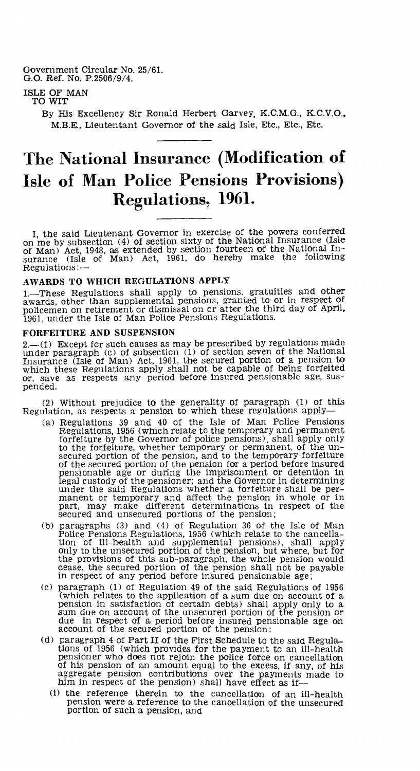Government Circular No. 25/61.
G.O. Ref. No. P.2506/9/4.

ISLE OF MAN
TO WIT

By His Excellency Sir Ronald Herbert Garvey, K.C.M.G., K.C.V.O., M.B.E., Lieutentant Governor of the said Isle, Etc., Etc., Etc.

# The National Insurance (Modification of Isle of Man Police Pensions Provisions) Regulations, 1961.

I, the said Lieutenant Governor in exercise of the powers conferred on me by subsection (4) of section sixty of the National Insurance (Isle of Man) Act, 1948, as extended by section fourteen of the National Insurance (Isle of Man) Act, 1961, do hereby make the following Regulations:—

## AWARDS TO WHICH REGULATIONS APPLY

1.—These Regulations shall apply to pensions, gratuities and other awards, other than supplemental pensions, granted to or in respect of policemen on retirement or dismissal on or after the third day of April, 1961, under the Isle of Man Police Pensions Regulations.

## FORFEITURE AND SUSPENSION

2.—(1) Except for such causes as may be prescribed by regulations made under paragraph (c) of subsection (1) of section seven of the National Insurance (Isle of Man) Act, 1961, the secured portion of a pension to which these Regulations apply shall not be capable of being forfeited or, save as respects any period before insured pensionable age, suspended.

(2) Without prejudice to the generality of paragraph (1) of this Regulation, as respects a pension to which these regulations apply—

(a) Regulations 39 and 40 of the Isle of Man Police Pensions Regulations, 1956 (which relate to the temporary and permanent forfeiture by the Governor of police pensions), shall apply only to the forfeiture, whether temporary or permanent, of the unsecured portion of the pension, and to the temporary forfeiture of the secured portion of the pension for a period before insured pensionable age or during the imprisonment or detention in legal custody of the pensioner; and the Governor in determining under the said Regulations whether a forfeiture shall be permanent or temporary and affect the pension in whole or in part, may make different determinations in respect of the secured and unsecured portions of the pension;

(b) paragraphs (3) and (4) of Regulation 36 of the Isle of Man Police Pensions Regulations, 1956 (which relate to the cancellation of ill-health and supplemental pensions), shall apply only to the unsecured portion of the pension, but where, but for the provisions of this sub-paragraph, the whole pension would cease, the secured portion of the pension shall not be payable in respect of any period before insured pensionable age;

(c) paragraph (1) of Regulation 49 of the said Regulations of 1956 (which relates to the application of a sum due on account of a pension in satisfaction of certain debts) shall apply only to a sum due on account of the unsecured portion of the pension or due in respect of a period before insured pensionable age on account of the secured portion of the pension;

(d) paragraph 4 of Part II of the First Schedule to the said Regulations of 1956 (which provides for the payment to an ill-health pensioner who does not rejoin the police force on cancellation of his pension of an amount equal to the excess, if any, of his aggregate pension contributions over the payments made to him in respect of the pension) shall have effect as if—

   (i) the reference therein to the cancellation of an ill-health pension were a reference to the cancellation of the unsecured portion of such a pension, and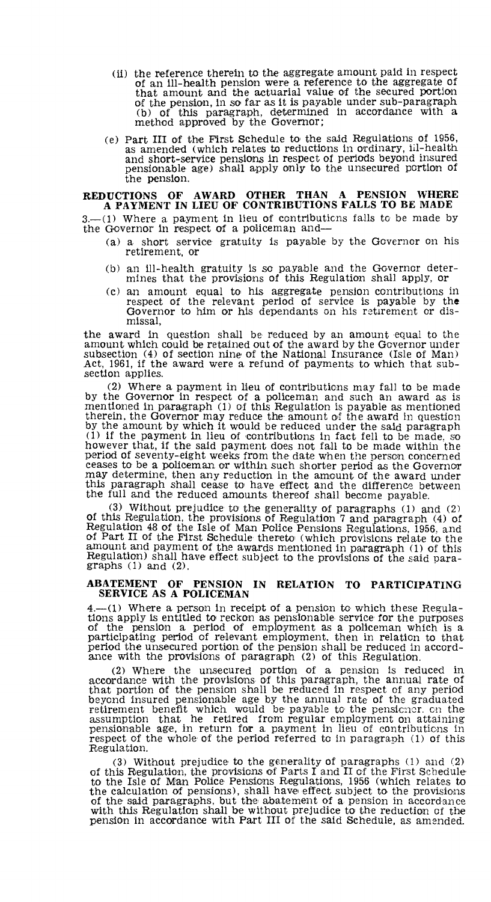(ii) the reference therein to the aggregate amount paid in respect of an ill-health pension were a reference to the aggregate of that amount and the actuarial value of the secured portion of the pension, in so far as it is payable under sub-paragraph (b) of this paragraph, determined in accordance with a method approved by the Governor;

(e) Part III of the First Schedule to the said Regulations of 1956, as amended (which relates to reductions in ordinary, ill-health and short-service pensions in respect of periods beyond insured pensionable age) shall apply only to the unsecured portion of the pension.

## REDUCTIONS OF AWARD OTHER THAN A PENSION WHERE A PAYMENT IN LIEU OF CONTRIBUTIONS FALLS TO BE MADE

3.—(1) Where a payment in lieu of contributions falls to be made by the Governor in respect of a policeman and—

(a) a short service gratuity is payable by the Governor on his retirement, or

(b) an ill-health gratuity is so payable and the Governor determines that the provisions of this Regulation shall apply, or

(c) an amount equal to his aggregate pension contributions in respect of the relevant period of service is payable by the Governor to him or his dependants on his retirement or dismissal,

the award in question shall be reduced by an amount equal to the amount which could be retained out of the award by the Governor under subsection (4) of section nine of the National Insurance (Isle of Man) Act, 1961, if the award were a refund of payments to which that subsection applies.

(2) Where a payment in lieu of contributions may fall to be made by the Governor in respect of a policeman and such an award as is mentioned in paragraph (1) of this Regulation is payable as mentioned therein, the Governor may reduce the amount of the award in question by the amount by which it would be reduced under the said paragraph (1) if the payment in lieu of contributions in fact fell to be made, so however that, if the said payment does not fall to be made within the period of seventy-eight weeks from the date when the person concerned ceases to be a policeman or within such shorter period as the Governor may determine, then any reduction in the amount of the award under this paragraph shall cease to have effect and the difference between the full and the reduced amounts thereof shall become payable.

(3) Without prejudice to the generality of paragraphs (1) and (2) of this Regulation, the provisions of Regulation 7 and paragraph (4) of Regulation 48 of the Isle of Man Police Pensions Regulations, 1956, and of Part II of the First Schedule thereto (which provisions relate to the amount and payment of the awards mentioned in paragraph (1) of this Regulation) shall have effect subject to the provisions of the said paragraphs (1) and (2).

## ABATEMENT OF PENSION IN RELATION TO PARTICIPATING SERVICE AS A POLICEMAN

4.—(1) Where a person in receipt of a pension to which these Regulations apply is entitled to reckon as pensionable service for the purposes of the pension a period of employment as a policeman which is a participating period of relevant employment, then in relation to that period the unsecured portion of the pension shall be reduced in accordance with the provisions of paragraph (2) of this Regulation.

(2) Where the unsecured portion of a pension is reduced in accordance with the provisions of this paragraph, the annual rate of that portion of the pension shall be reduced in respect of any period beyond insured pensionable age by the annual rate of the graduated retirement benefit which would be payable to the pensioner on the assumption that he retired from regular employment on attaining pensionable age, in return for a payment in lieu of contributions in respect of the whole of the period referred to in paragraph (1) of this Regulation.

(3) Without prejudice to the generality of paragraphs (1) and (2) of this Regulation, the provisions of Parts I and II of the First Schedule to the Isle of Man Police Pensions Regulations, 1956 (which relates to the calculation of pensions), shall have effect subject to the provisions of the said paragraphs, but the abatement of a pension in accordance with this Regulation shall be without prejudice to the reduction of the pension in accordance with Part III of the said Schedule, as amended.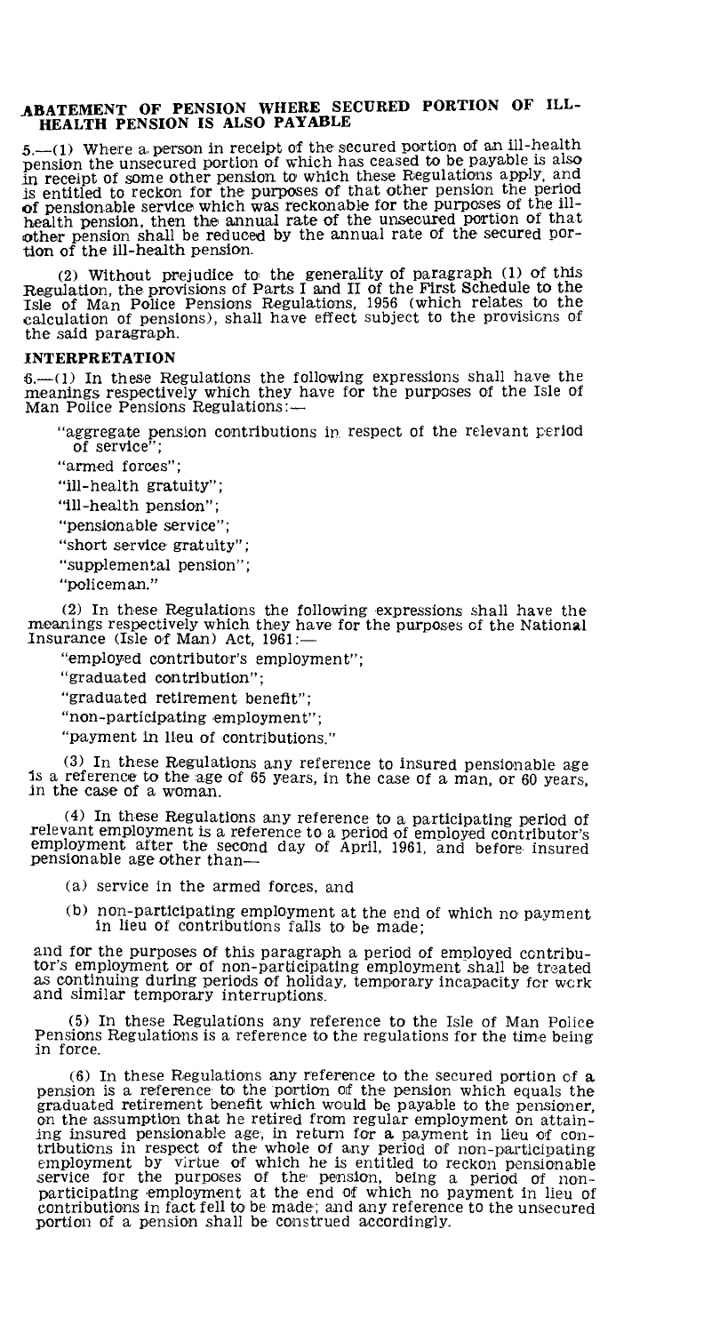## ABATEMENT OF PENSION WHERE SECURED PORTION OF ILL-HEALTH PENSION IS ALSO PAYABLE

5.—(1) Where a person in receipt of the secured portion of an ill-health pension the unsecured portion of which has ceased to be payable is also in receipt of some other pension to which these Regulations apply, and is entitled to reckon for the purposes of that other pension the period of pensionable service which was reckonable for the purposes of the ill-health pension, then the annual rate of the unsecured portion of that other pension shall be reduced by the annual rate of the secured portion of the ill-health pension.

(2) Without prejudice to the generality of paragraph (1) of this Regulation, the provisions of Parts I and II of the First Schedule to the Isle of Man Police Pensions Regulations, 1956 (which relates to the calculation of pensions), shall have effect subject to the provisions of the said paragraph.

## INTERPRETATION

6.—(1) In these Regulations the following expressions shall have the meanings respectively which they have for the purposes of the Isle of Man Police Pensions Regulations:—

"aggregate pension contributions in respect of the relevant period of service";

"armed forces";

"ill-health gratuity";

"ill-health pension";

"pensionable service";

"short service gratuity";

"supplemental pension";

"policeman."

(2) In these Regulations the following expressions shall have the meanings respectively which they have for the purposes of the National Insurance (Isle of Man) Act, 1961:—

"employed contributor's employment";

"graduated contribution";

"graduated retirement benefit";

"non-participating employment";

"payment in lieu of contributions."

(3) In these Regulations any reference to insured pensionable age is a reference to the age of 65 years, in the case of a man, or 60 years, in the case of a woman.

(4) In these Regulations any reference to a participating period of relevant employment is a reference to a period of employed contributor's employment after the second day of April, 1961, and before insured pensionable age other than—

(a) service in the armed forces, and

(b) non-participating employment at the end of which no payment in lieu of contributions falls to be made;

and for the purposes of this paragraph a period of employed contributor's employment or of non-participating employment shall be treated as continuing during periods of holiday, temporary incapacity for work and similar temporary interruptions.

(5) In these Regulations any reference to the Isle of Man Police Pensions Regulations is a reference to the regulations for the time being in force.

(6) In these Regulations any reference to the secured portion of a pension is a reference to the portion of the pension which equals the graduated retirement benefit which would be payable to the pensioner, on the assumption that he retired from regular employment on attaining insured pensionable age, in return for a payment in lieu of contributions in respect of the whole of any period of non-participating employment by virtue of which he is entitled to reckon pensionable service for the purposes of the pension, being a period of non-participating employment at the end of which no payment in lieu of contributions in fact fell to be made; and any reference to the unsecured portion of a pension shall be construed accordingly.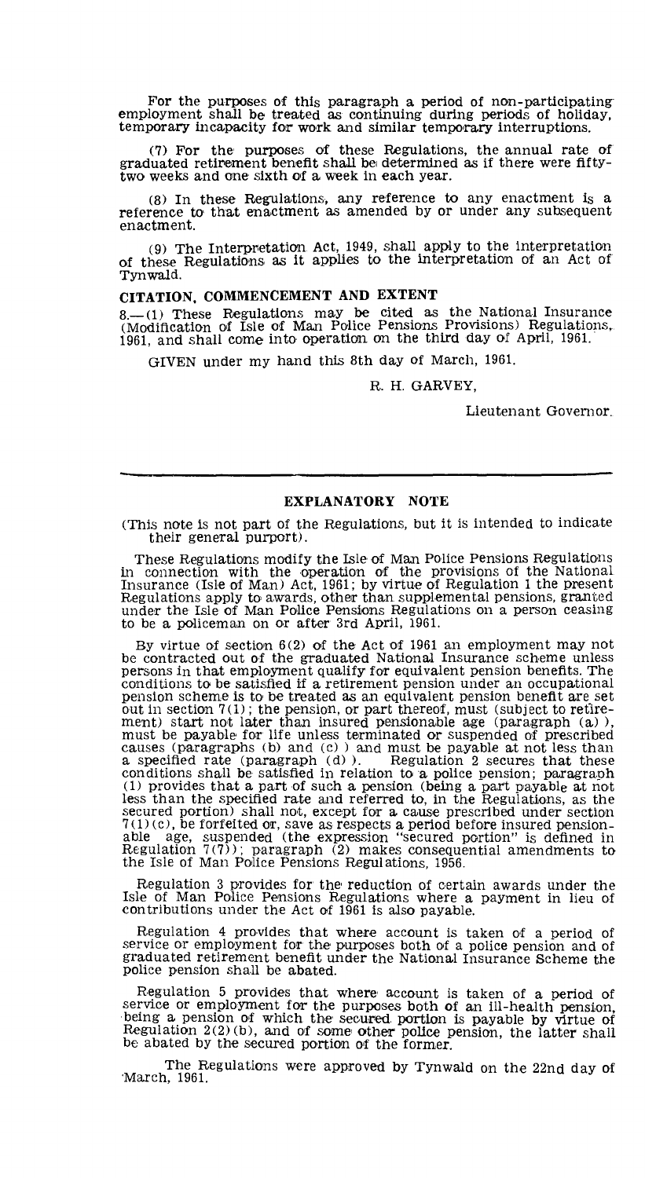For the purposes of this paragraph a period of non-participating employment shall be treated as continuing during periods of holiday, temporary incapacity for work and similar temporary interruptions.

(7) For the purposes of these Regulations, the annual rate of graduated retirement benefit shall be determined as if there were fifty-two weeks and one sixth of a week in each year.

(8) In these Regulations, any reference to any enactment is a reference to that enactment as amended by or under any subsequent enactment.

(9) The Interpretation Act, 1949, shall apply to the interpretation of these Regulations as it applies to the interpretation of an Act of Tynwald.

## CITATION, COMMENCEMENT AND EXTENT

8.—(1) These Regulations may be cited as the National Insurance (Modification of Isle of Man Police Pensions Provisions) Regulations, 1961, and shall come into operation on the third day of April, 1961.

GIVEN under my hand this 8th day of March, 1961.

R. H. GARVEY,

Lieutenant Governor.

---

## EXPLANATORY NOTE

(This note is not part of the Regulations, but it is intended to indicate their general purport).

These Regulations modify the Isle of Man Police Pensions Regulations in connection with the operation of the provisions of the National Insurance (Isle of Man) Act, 1961; by virtue of Regulation 1 the present Regulations apply to awards, other than supplemental pensions, granted under the Isle of Man Police Pensions Regulations on a person ceasing to be a policeman on or after 3rd April, 1961.

By virtue of section 6(2) of the Act of 1961 an employment may not be contracted out of the graduated National Insurance scheme unless persons in that employment qualify for equivalent pension benefits. The conditions to be satisfied if a retirement pension under an occupational pension scheme is to be treated as an equivalent pension benefit are set out in section 7(1); the pension, or part thereof, must (subject to retirement) start not later than insured pensionable age (paragraph (a)), must be payable for life unless terminated or suspended of prescribed causes (paragraphs (b) and (c)) and must be payable at not less than a specified rate (paragraph (d)). Regulation 2 secures that these conditions shall be satisfied in relation to a police pension; paragraph (1) provides that a part of such a pension (being a part payable at not less than the specified rate and referred to, in the Regulations, as the secured portion) shall not, except for a cause prescribed under section 7(1)(c), be forfeited or, save as respects a period before insured pensionable age, suspended (the expression "secured portion" is defined in Regulation 7(7)); paragraph (2) makes consequential amendments to the Isle of Man Police Pensions Regulations, 1956.

Regulation 3 provides for the reduction of certain awards under the Isle of Man Police Pensions Regulations where a payment in lieu of contributions under the Act of 1961 is also payable.

Regulation 4 provides that where account is taken of a period of service or employment for the purposes both of a police pension and of graduated retirement benefit under the National Insurance Scheme the police pension shall be abated.

Regulation 5 provides that where account is taken of a period of service or employment for the purposes both of an ill-health pension, being a pension of which the secured portion is payable by virtue of Regulation 2(2)(b), and of some other police pension, the latter shall be abated by the secured portion of the former.

The Regulations were approved by Tynwald on the 22nd day of March, 1961.